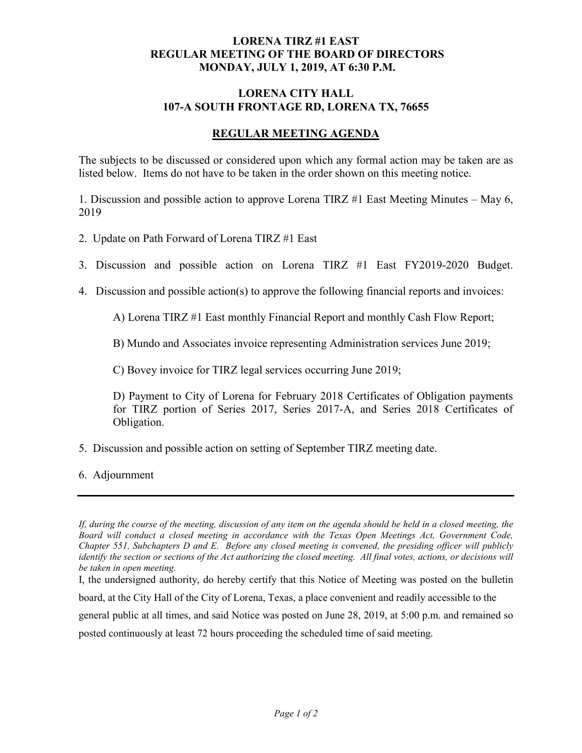# LORENA TIRZ #1 EAST
# REGULAR MEETING OF THE BOARD OF DIRECTORS
# MONDAY, JULY 1, 2019, AT 6:30 P.M.

## LORENA CITY HALL
## 107-A SOUTH FRONTAGE RD, LORENA TX, 76655

## REGULAR MEETING AGENDA

The subjects to be discussed or considered upon which any formal action may be taken are as listed below. Items do not have to be taken in the order shown on this meeting notice.

1. Discussion and possible action to approve Lorena TIRZ #1 East Meeting Minutes – May 6, 2019

2. Update on Path Forward of Lorena TIRZ #1 East

3. Discussion and possible action on Lorena TIRZ #1 East FY2019-2020 Budget.

4. Discussion and possible action(s) to approve the following financial reports and invoices:

   A) Lorena TIRZ #1 East monthly Financial Report and monthly Cash Flow Report;

   B) Mundo and Associates invoice representing Administration services June 2019;

   C) Bovey invoice for TIRZ legal services occurring June 2019;

   D) Payment to City of Lorena for February 2018 Certificates of Obligation payments for TIRZ portion of Series 2017, Series 2017-A, and Series 2018 Certificates of Obligation.

5. Discussion and possible action on setting of September TIRZ meeting date.

6. Adjournment

---

*If, during the course of the meeting, discussion of any item on the agenda should be held in a closed meeting, the Board will conduct a closed meeting in accordance with the Texas Open Meetings Act, Government Code, Chapter 551, Subchapters D and E. Before any closed meeting is convened, the presiding officer will publicly identify the section or sections of the Act authorizing the closed meeting. All final votes, actions, or decisions will be taken in open meeting.*

I, the undersigned authority, do hereby certify that this Notice of Meeting was posted on the bulletin board, at the City Hall of the City of Lorena, Texas, a place convenient and readily accessible to the general public at all times, and said Notice was posted on June 28, 2019, at 5:00 p.m. and remained so posted continuously at least 72 hours proceeding the scheduled time of said meeting.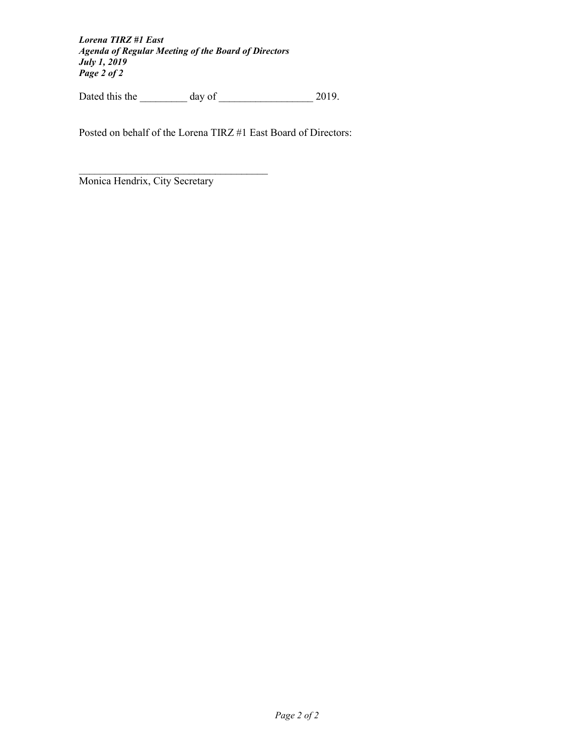Dated this the _________ day of __________________ 2019.

Posted on behalf of the Lorena TIRZ #1 East Board of Directors:

______________________________________
Monica Hendrix, City Secretary